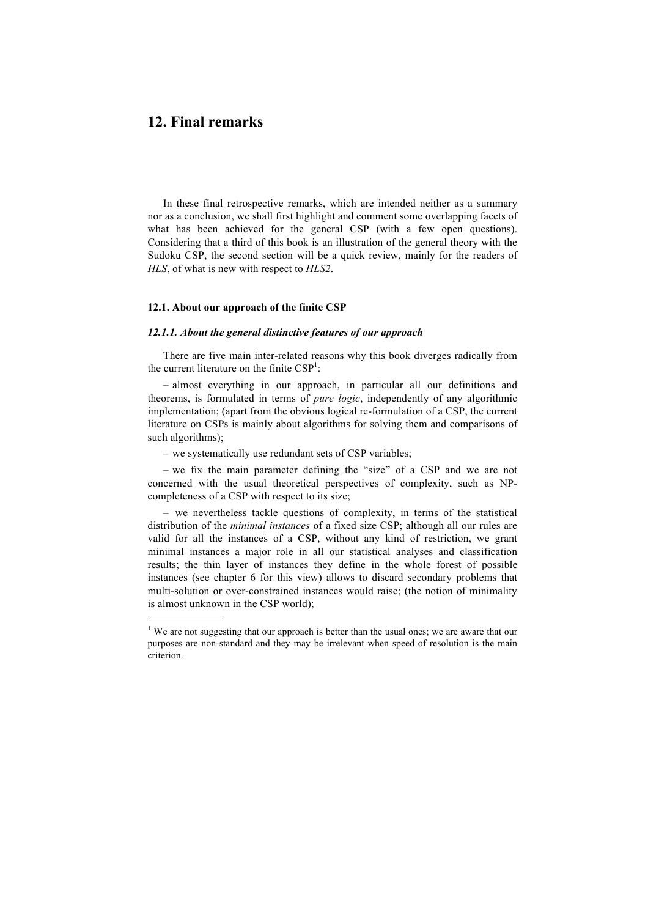# 12. Final remarks

In these final retrospective remarks, which are intended neither as a summary nor as a conclusion, we shall first highlight and comment some overlapping facets of what has been achieved for the general CSP (with a few open questions). Considering that a third of this book is an illustration of the general theory with the Sudoku CSP, the second section will be a quick review, mainly for the readers of *HLS*, of what is new with respect to *HLS2*.

## 12.1. About our approach of the finite CSP

### *12.1.1. About the general distinctive features of our approach*

There are five main inter-related reasons why this book diverges radically from the current literature on the finite CSP[1]:

– almost everything in our approach, in particular all our definitions and theorems, is formulated in terms of *pure logic*, independently of any algorithmic implementation; (apart from the obvious logical re-formulation of a CSP, the current literature on CSPs is mainly about algorithms for solving them and comparisons of such algorithms);

– we systematically use redundant sets of CSP variables;

– we fix the main parameter defining the "size" of a CSP and we are not concerned with the usual theoretical perspectives of complexity, such as NP-completeness of a CSP with respect to its size;

– we nevertheless tackle questions of complexity, in terms of the statistical distribution of the *minimal instances* of a fixed size CSP; although all our rules are valid for all the instances of a CSP, without any kind of restriction, we grant minimal instances a major role in all our statistical analyses and classification results; the thin layer of instances they define in the whole forest of possible instances (see chapter 6 for this view) allows to discard secondary problems that multi-solution or over-constrained instances would raise; (the notion of minimality is almost unknown in the CSP world);

[1] We are not suggesting that our approach is better than the usual ones; we are aware that our purposes are non-standard and they may be irrelevant when speed of resolution is the main criterion.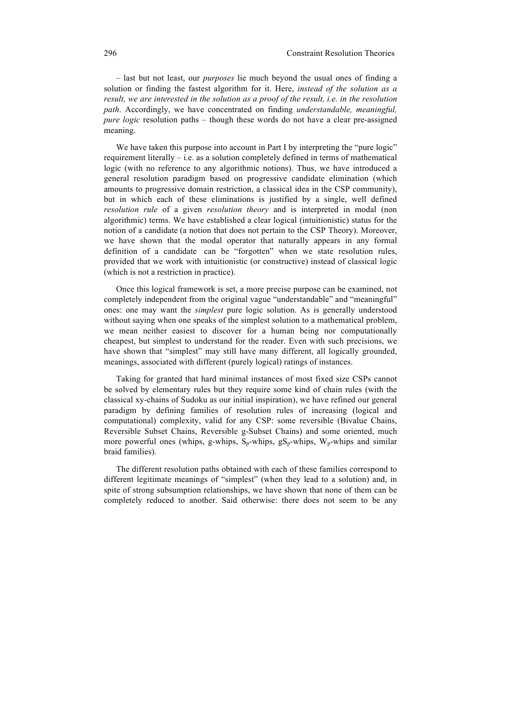– last but not least, our *purposes* lie much beyond the usual ones of finding a solution or finding the fastest algorithm for it. Here, *instead of the solution as a result, we are interested in the solution as a proof of the result, i.e. in the resolution path*. Accordingly, we have concentrated on finding *understandable, meaningful, pure logic* resolution paths – though these words do not have a clear pre-assigned meaning.

We have taken this purpose into account in Part I by interpreting the "pure logic" requirement literally – i.e. as a solution completely defined in terms of mathematical logic (with no reference to any algorithmic notions). Thus, we have introduced a general resolution paradigm based on progressive candidate elimination (which amounts to progressive domain restriction, a classical idea in the CSP community), but in which each of these eliminations is justified by a single, well defined *resolution rule* of a given *resolution theory* and is interpreted in modal (non algorithmic) terms. We have established a clear logical (intuitionistic) status for the notion of a candidate (a notion that does not pertain to the CSP Theory). Moreover, we have shown that the modal operator that naturally appears in any formal definition of a candidate can be "forgotten" when we state resolution rules, provided that we work with intuitionistic (or constructive) instead of classical logic (which is not a restriction in practice).

Once this logical framework is set, a more precise purpose can be examined, not completely independent from the original vague "understandable" and "meaningful" ones: one may want the *simplest* pure logic solution. As is generally understood without saying when one speaks of the simplest solution to a mathematical problem, we mean neither easiest to discover for a human being nor computationally cheapest, but simplest to understand for the reader. Even with such precisions, we have shown that "simplest" may still have many different, all logically grounded, meanings, associated with different (purely logical) ratings of instances.

Taking for granted that hard minimal instances of most fixed size CSPs cannot be solved by elementary rules but they require some kind of chain rules (with the classical xy-chains of Sudoku as our initial inspiration), we have refined our general paradigm by defining families of resolution rules of increasing (logical and computational) complexity, valid for any CSP: some reversible (Bivalue Chains, Reversible Subset Chains, Reversible g-Subset Chains) and some oriented, much more powerful ones (whips, g-whips, $S_p$-whips, $gS_p$-whips, $W_p$-whips and similar braid families).

The different resolution paths obtained with each of these families correspond to different legitimate meanings of "simplest" (when they lead to a solution) and, in spite of strong subsumption relationships, we have shown that none of them can be completely reduced to another. Said otherwise: there does not seem to be any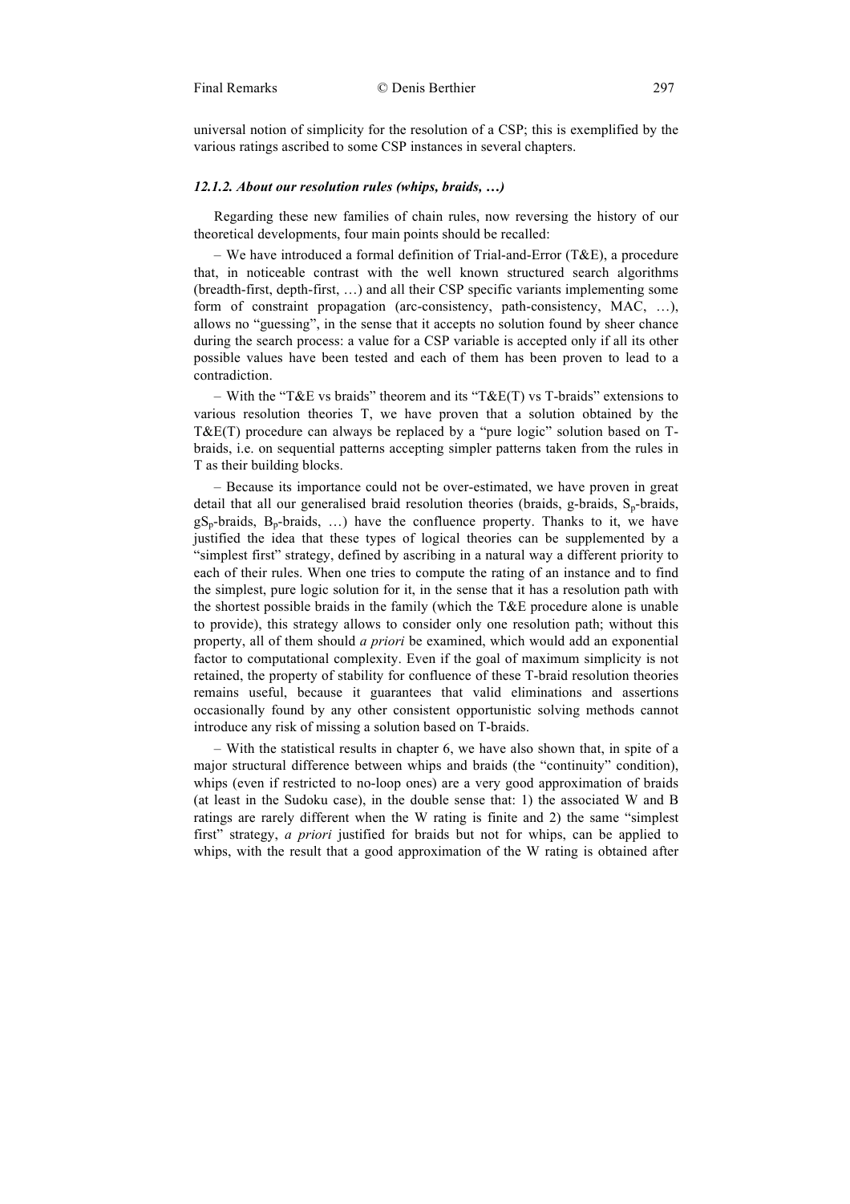universal notion of simplicity for the resolution of a CSP; this is exemplified by the various ratings ascribed to some CSP instances in several chapters.

### *12.1.2. About our resolution rules (whips, braids, …)*

Regarding these new families of chain rules, now reversing the history of our theoretical developments, four main points should be recalled:

– We have introduced a formal definition of Trial-and-Error (T&E), a procedure that, in noticeable contrast with the well known structured search algorithms (breadth-first, depth-first, …) and all their CSP specific variants implementing some form of constraint propagation (arc-consistency, path-consistency, MAC, …), allows no "guessing", in the sense that it accepts no solution found by sheer chance during the search process: a value for a CSP variable is accepted only if all its other possible values have been tested and each of them has been proven to lead to a contradiction.

– With the "T&E vs braids" theorem and its "T&E(T) vs T-braids" extensions to various resolution theories T, we have proven that a solution obtained by the T&E(T) procedure can always be replaced by a "pure logic" solution based on T-braids, i.e. on sequential patterns accepting simpler patterns taken from the rules in T as their building blocks.

– Because its importance could not be over-estimated, we have proven in great detail that all our generalised braid resolution theories (braids, g-braids, $S_p$-braids, $gS_p$-braids, $B_p$-braids, …) have the confluence property. Thanks to it, we have justified the idea that these types of logical theories can be supplemented by a "simplest first" strategy, defined by ascribing in a natural way a different priority to each of their rules. When one tries to compute the rating of an instance and to find the simplest, pure logic solution for it, in the sense that it has a resolution path with the shortest possible braids in the family (which the T&E procedure alone is unable to provide), this strategy allows to consider only one resolution path; without this property, all of them should *a priori* be examined, which would add an exponential factor to computational complexity. Even if the goal of maximum simplicity is not retained, the property of stability for confluence of these T-braid resolution theories remains useful, because it guarantees that valid eliminations and assertions occasionally found by any other consistent opportunistic solving methods cannot introduce any risk of missing a solution based on T-braids.

– With the statistical results in chapter 6, we have also shown that, in spite of a major structural difference between whips and braids (the "continuity" condition), whips (even if restricted to no-loop ones) are a very good approximation of braids (at least in the Sudoku case), in the double sense that: 1) the associated W and B ratings are rarely different when the W rating is finite and 2) the same "simplest first" strategy, *a priori* justified for braids but not for whips, can be applied to whips, with the result that a good approximation of the W rating is obtained after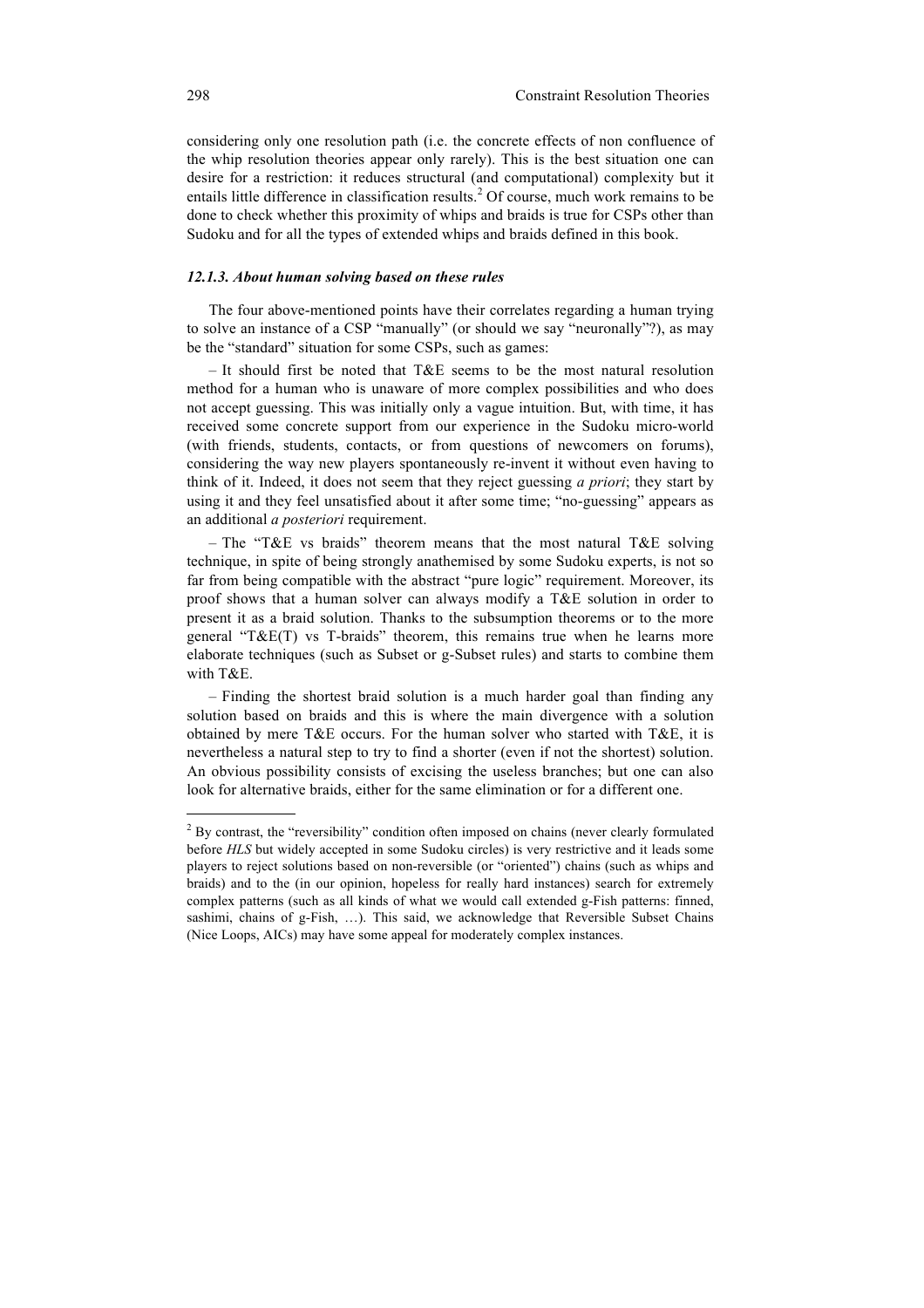considering only one resolution path (i.e. the concrete effects of non confluence of the whip resolution theories appear only rarely). This is the best situation one can desire for a restriction: it reduces structural (and computational) complexity but it entails little difference in classification results.[2] Of course, much work remains to be done to check whether this proximity of whips and braids is true for CSPs other than Sudoku and for all the types of extended whips and braids defined in this book.

### *12.1.3. About human solving based on these rules*

The four above-mentioned points have their correlates regarding a human trying to solve an instance of a CSP "manually" (or should we say "neuronally"?), as may be the "standard" situation for some CSPs, such as games:

– It should first be noted that T&E seems to be the most natural resolution method for a human who is unaware of more complex possibilities and who does not accept guessing. This was initially only a vague intuition. But, with time, it has received some concrete support from our experience in the Sudoku micro-world (with friends, students, contacts, or from questions of newcomers on forums), considering the way new players spontaneously re-invent it without even having to think of it. Indeed, it does not seem that they reject guessing *a priori*; they start by using it and they feel unsatisfied about it after some time; "no-guessing" appears as an additional *a posteriori* requirement.

– The "T&E vs braids" theorem means that the most natural T&E solving technique, in spite of being strongly anathemised by some Sudoku experts, is not so far from being compatible with the abstract "pure logic" requirement. Moreover, its proof shows that a human solver can always modify a T&E solution in order to present it as a braid solution. Thanks to the subsumption theorems or to the more general "T&E(T) vs T-braids" theorem, this remains true when he learns more elaborate techniques (such as Subset or g-Subset rules) and starts to combine them with T&E.

– Finding the shortest braid solution is a much harder goal than finding any solution based on braids and this is where the main divergence with a solution obtained by mere T&E occurs. For the human solver who started with T&E, it is nevertheless a natural step to try to find a shorter (even if not the shortest) solution. An obvious possibility consists of excising the useless branches; but one can also look for alternative braids, either for the same elimination or for a different one.

---

[2] By contrast, the "reversibility" condition often imposed on chains (never clearly formulated before *HLS* but widely accepted in some Sudoku circles) is very restrictive and it leads some players to reject solutions based on non-reversible (or "oriented") chains (such as whips and braids) and to the (in our opinion, hopeless for really hard instances) search for extremely complex patterns (such as all kinds of what we would call extended g-Fish patterns: finned, sashimi, chains of g-Fish, …). This said, we acknowledge that Reversible Subset Chains (Nice Loops, AICs) may have some appeal for moderately complex instances.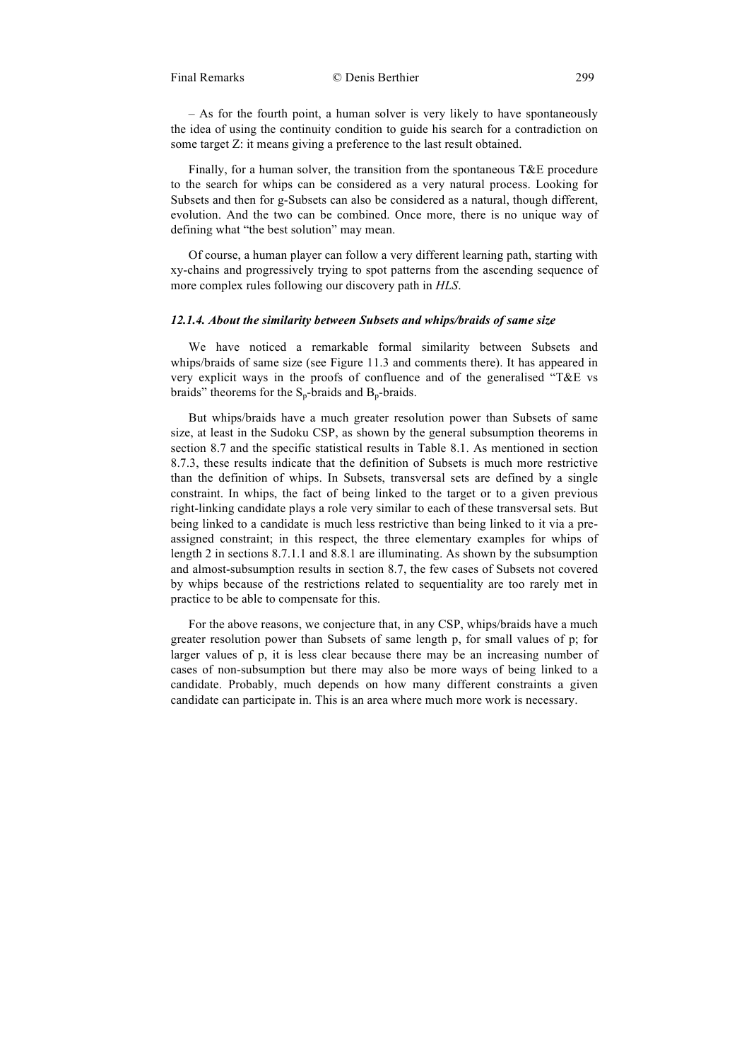– As for the fourth point, a human solver is very likely to have spontaneously the idea of using the continuity condition to guide his search for a contradiction on some target Z: it means giving a preference to the last result obtained.

Finally, for a human solver, the transition from the spontaneous T&E procedure to the search for whips can be considered as a very natural process. Looking for Subsets and then for g-Subsets can also be considered as a natural, though different, evolution. And the two can be combined. Once more, there is no unique way of defining what "the best solution" may mean.

Of course, a human player can follow a very different learning path, starting with xy-chains and progressively trying to spot patterns from the ascending sequence of more complex rules following our discovery path in *HLS*.

#### *12.1.4. About the similarity between Subsets and whips/braids of same size*

We have noticed a remarkable formal similarity between Subsets and whips/braids of same size (see Figure 11.3 and comments there). It has appeared in very explicit ways in the proofs of confluence and of the generalised "T&E vs braids" theorems for the $S_p$-braids and $B_p$-braids.

But whips/braids have a much greater resolution power than Subsets of same size, at least in the Sudoku CSP, as shown by the general subsumption theorems in section 8.7 and the specific statistical results in Table 8.1. As mentioned in section 8.7.3, these results indicate that the definition of Subsets is much more restrictive than the definition of whips. In Subsets, transversal sets are defined by a single constraint. In whips, the fact of being linked to the target or to a given previous right-linking candidate plays a role very similar to each of these transversal sets. But being linked to a candidate is much less restrictive than being linked to it via a pre-assigned constraint; in this respect, the three elementary examples for whips of length 2 in sections 8.7.1.1 and 8.8.1 are illuminating. As shown by the subsumption and almost-subsumption results in section 8.7, the few cases of Subsets not covered by whips because of the restrictions related to sequentiality are too rarely met in practice to be able to compensate for this.

For the above reasons, we conjecture that, in any CSP, whips/braids have a much greater resolution power than Subsets of same length p, for small values of p; for larger values of p, it is less clear because there may be an increasing number of cases of non-subsumption but there may also be more ways of being linked to a candidate. Probably, much depends on how many different constraints a given candidate can participate in. This is an area where much more work is necessary.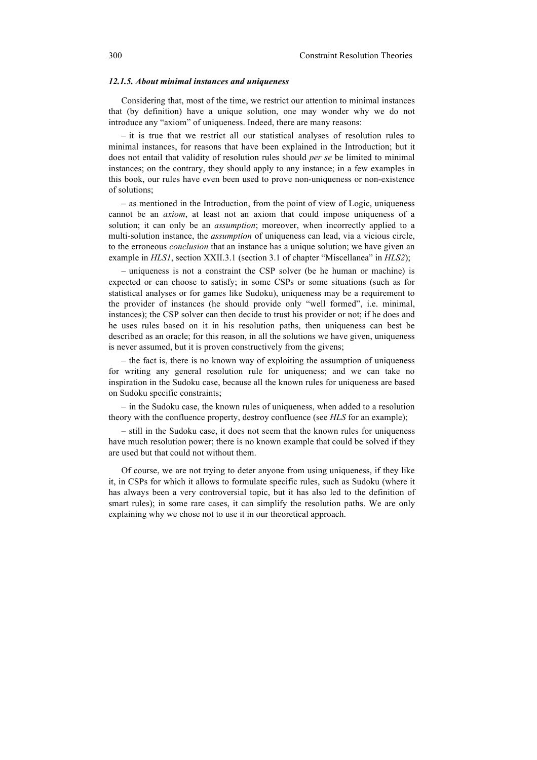### *12.1.5. About minimal instances and uniqueness*

Considering that, most of the time, we restrict our attention to minimal instances that (by definition) have a unique solution, one may wonder why we do not introduce any "axiom" of uniqueness. Indeed, there are many reasons:

– it is true that we restrict all our statistical analyses of resolution rules to minimal instances, for reasons that have been explained in the Introduction; but it does not entail that validity of resolution rules should *per se* be limited to minimal instances; on the contrary, they should apply to any instance; in a few examples in this book, our rules have even been used to prove non-uniqueness or non-existence of solutions;

– as mentioned in the Introduction, from the point of view of Logic, uniqueness cannot be an *axiom*, at least not an axiom that could impose uniqueness of a solution; it can only be an *assumption*; moreover, when incorrectly applied to a multi-solution instance, the *assumption* of uniqueness can lead, via a vicious circle, to the erroneous *conclusion* that an instance has a unique solution; we have given an example in *HLS1*, section XXII.3.1 (section 3.1 of chapter "Miscellanea" in *HLS2*);

– uniqueness is not a constraint the CSP solver (be he human or machine) is expected or can choose to satisfy; in some CSPs or some situations (such as for statistical analyses or for games like Sudoku), uniqueness may be a requirement to the provider of instances (he should provide only "well formed", i.e. minimal, instances); the CSP solver can then decide to trust his provider or not; if he does and he uses rules based on it in his resolution paths, then uniqueness can best be described as an oracle; for this reason, in all the solutions we have given, uniqueness is never assumed, but it is proven constructively from the givens;

– the fact is, there is no known way of exploiting the assumption of uniqueness for writing any general resolution rule for uniqueness; and we can take no inspiration in the Sudoku case, because all the known rules for uniqueness are based on Sudoku specific constraints;

– in the Sudoku case, the known rules of uniqueness, when added to a resolution theory with the confluence property, destroy confluence (see *HLS* for an example);

– still in the Sudoku case, it does not seem that the known rules for uniqueness have much resolution power; there is no known example that could be solved if they are used but that could not without them.

Of course, we are not trying to deter anyone from using uniqueness, if they like it, in CSPs for which it allows to formulate specific rules, such as Sudoku (where it has always been a very controversial topic, but it has also led to the definition of smart rules); in some rare cases, it can simplify the resolution paths. We are only explaining why we chose not to use it in our theoretical approach.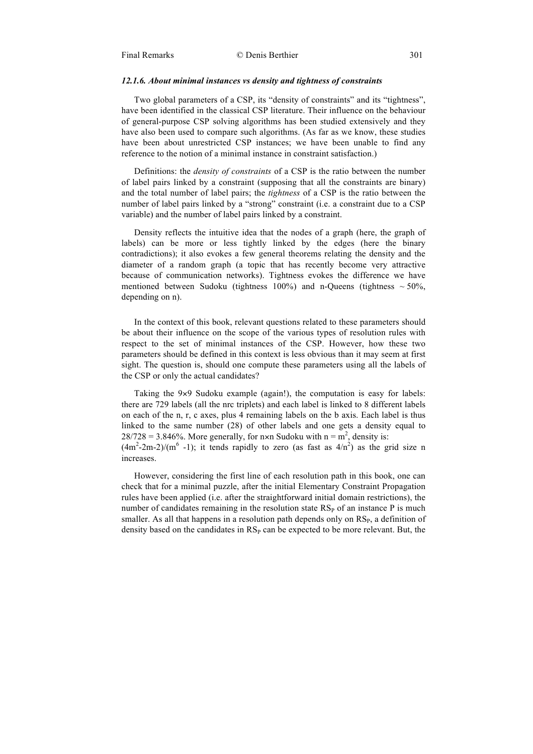### *12.1.6. About minimal instances vs density and tightness of constraints*

Two global parameters of a CSP, its "density of constraints" and its "tightness", have been identified in the classical CSP literature. Their influence on the behaviour of general-purpose CSP solving algorithms has been studied extensively and they have also been used to compare such algorithms. (As far as we know, these studies have been about unrestricted CSP instances; we have been unable to find any reference to the notion of a minimal instance in constraint satisfaction.)

Definitions: the *density of constraints* of a CSP is the ratio between the number of label pairs linked by a constraint (supposing that all the constraints are binary) and the total number of label pairs; the *tightness* of a CSP is the ratio between the number of label pairs linked by a "strong" constraint (i.e. a constraint due to a CSP variable) and the number of label pairs linked by a constraint.

Density reflects the intuitive idea that the nodes of a graph (here, the graph of labels) can be more or less tightly linked by the edges (here the binary contradictions); it also evokes a few general theorems relating the density and the diameter of a random graph (a topic that has recently become very attractive because of communication networks). Tightness evokes the difference we have mentioned between Sudoku (tightness 100%) and n-Queens (tightness ~ 50%, depending on n).

In the context of this book, relevant questions related to these parameters should be about their influence on the scope of the various types of resolution rules with respect to the set of minimal instances of the CSP. However, how these two parameters should be defined in this context is less obvious than it may seem at first sight. The question is, should one compute these parameters using all the labels of the CSP or only the actual candidates?

Taking the 9×9 Sudoku example (again!), the computation is easy for labels: there are 729 labels (all the nrc triplets) and each label is linked to 8 different labels on each of the n, r, c axes, plus 4 remaining labels on the b axis. Each label is thus linked to the same number (28) of other labels and one gets a density equal to $28/728 = 3.846\%$. More generally, for n×n Sudoku with $n = m^2$, density is: $(4m^2\text{-}2m\text{-}2)/(m^6\ \text{-}1)$; it tends rapidly to zero (as fast as $4/n^2$) as the grid size n increases.

However, considering the first line of each resolution path in this book, one can check that for a minimal puzzle, after the initial Elementary Constraint Propagation rules have been applied (i.e. after the straightforward initial domain restrictions), the number of candidates remaining in the resolution state $RS_P$ of an instance P is much smaller. As all that happens in a resolution path depends only on $RS_P$, a definition of density based on the candidates in $RS_P$ can be expected to be more relevant. But, the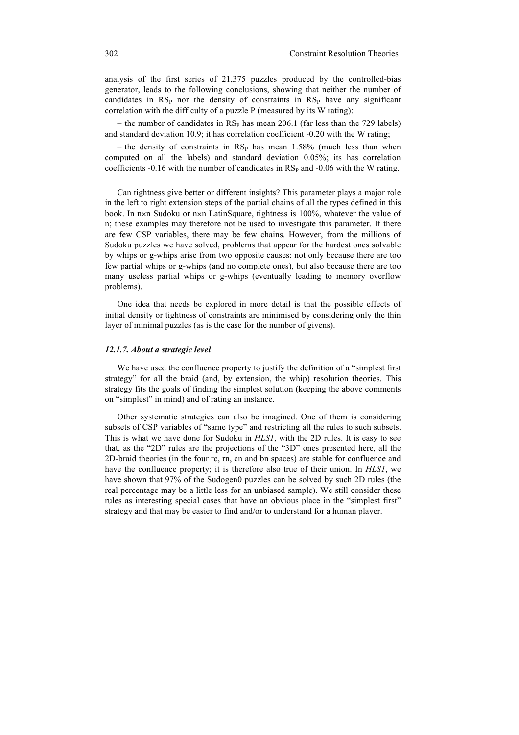analysis of the first series of 21,375 puzzles produced by the controlled-bias generator, leads to the following conclusions, showing that neither the number of candidates in $RS_P$ nor the density of constraints in $RS_P$ have any significant correlation with the difficulty of a puzzle P (measured by its W rating):

– the number of candidates in $RS_P$ has mean 206.1 (far less than the 729 labels) and standard deviation 10.9; it has correlation coefficient -0.20 with the W rating;

– the density of constraints in $RS_P$ has mean 1.58% (much less than when computed on all the labels) and standard deviation 0.05%; its has correlation coefficients -0.16 with the number of candidates in $RS_P$ and -0.06 with the W rating.

Can tightness give better or different insights? This parameter plays a major role in the left to right extension steps of the partial chains of all the types defined in this book. In n×n Sudoku or n×n LatinSquare, tightness is 100%, whatever the value of n; these examples may therefore not be used to investigate this parameter. If there are few CSP variables, there may be few chains. However, from the millions of Sudoku puzzles we have solved, problems that appear for the hardest ones solvable by whips or g-whips arise from two opposite causes: not only because there are too few partial whips or g-whips (and no complete ones), but also because there are too many useless partial whips or g-whips (eventually leading to memory overflow problems).

One idea that needs be explored in more detail is that the possible effects of initial density or tightness of constraints are minimised by considering only the thin layer of minimal puzzles (as is the case for the number of givens).

#### *12.1.7. About a strategic level*

We have used the confluence property to justify the definition of a "simplest first strategy" for all the braid (and, by extension, the whip) resolution theories. This strategy fits the goals of finding the simplest solution (keeping the above comments on "simplest" in mind) and of rating an instance.

Other systematic strategies can also be imagined. One of them is considering subsets of CSP variables of "same type" and restricting all the rules to such subsets. This is what we have done for Sudoku in *HLS1*, with the 2D rules. It is easy to see that, as the "2D" rules are the projections of the "3D" ones presented here, all the 2D-braid theories (in the four rc, rn, cn and bn spaces) are stable for confluence and have the confluence property; it is therefore also true of their union. In *HLS1*, we have shown that 97% of the Sudogen0 puzzles can be solved by such 2D rules (the real percentage may be a little less for an unbiased sample). We still consider these rules as interesting special cases that have an obvious place in the "simplest first" strategy and that may be easier to find and/or to understand for a human player.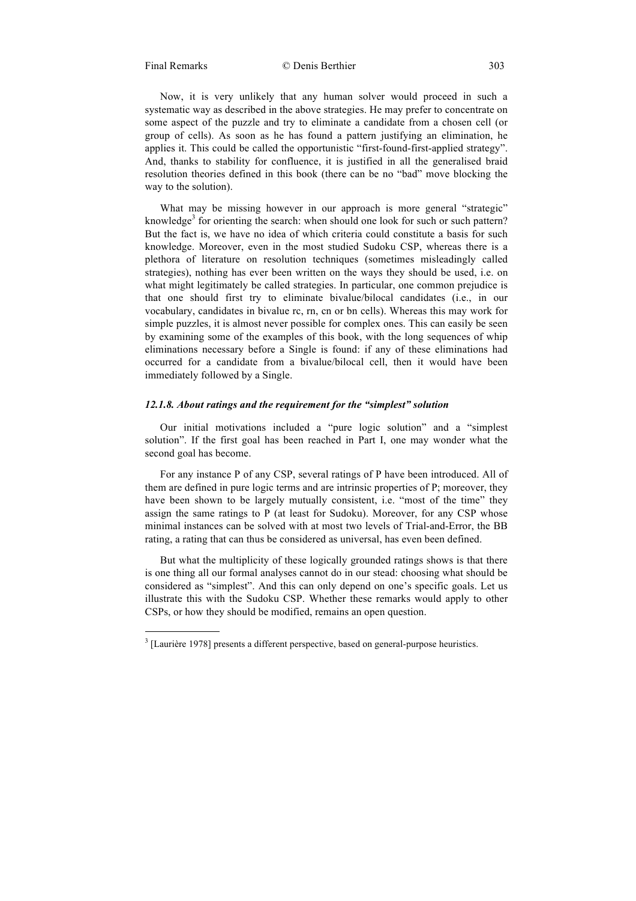Now, it is very unlikely that any human solver would proceed in such a systematic way as described in the above strategies. He may prefer to concentrate on some aspect of the puzzle and try to eliminate a candidate from a chosen cell (or group of cells). As soon as he has found a pattern justifying an elimination, he applies it. This could be called the opportunistic "first-found-first-applied strategy". And, thanks to stability for confluence, it is justified in all the generalised braid resolution theories defined in this book (there can be no "bad" move blocking the way to the solution).

What may be missing however in our approach is more general "strategic" knowledge[3] for orienting the search: when should one look for such or such pattern? But the fact is, we have no idea of which criteria could constitute a basis for such knowledge. Moreover, even in the most studied Sudoku CSP, whereas there is a plethora of literature on resolution techniques (sometimes misleadingly called strategies), nothing has ever been written on the ways they should be used, i.e. on what might legitimately be called strategies. In particular, one common prejudice is that one should first try to eliminate bivalue/bilocal candidates (i.e., in our vocabulary, candidates in bivalue rc, rn, cn or bn cells). Whereas this may work for simple puzzles, it is almost never possible for complex ones. This can easily be seen by examining some of the examples of this book, with the long sequences of whip eliminations necessary before a Single is found: if any of these eliminations had occurred for a candidate from a bivalue/bilocal cell, then it would have been immediately followed by a Single.

### *12.1.8. About ratings and the requirement for the "simplest" solution*

Our initial motivations included a "pure logic solution" and a "simplest solution". If the first goal has been reached in Part I, one may wonder what the second goal has become.

For any instance P of any CSP, several ratings of P have been introduced. All of them are defined in pure logic terms and are intrinsic properties of P; moreover, they have been shown to be largely mutually consistent, i.e. "most of the time" they assign the same ratings to P (at least for Sudoku). Moreover, for any CSP whose minimal instances can be solved with at most two levels of Trial-and-Error, the BB rating, a rating that can thus be considered as universal, has even been defined.

But what the multiplicity of these logically grounded ratings shows is that there is one thing all our formal analyses cannot do in our stead: choosing what should be considered as "simplest". And this can only depend on one's specific goals. Let us illustrate this with the Sudoku CSP. Whether these remarks would apply to other CSPs, or how they should be modified, remains an open question.

---

[3] [Laurière 1978] presents a different perspective, based on general-purpose heuristics.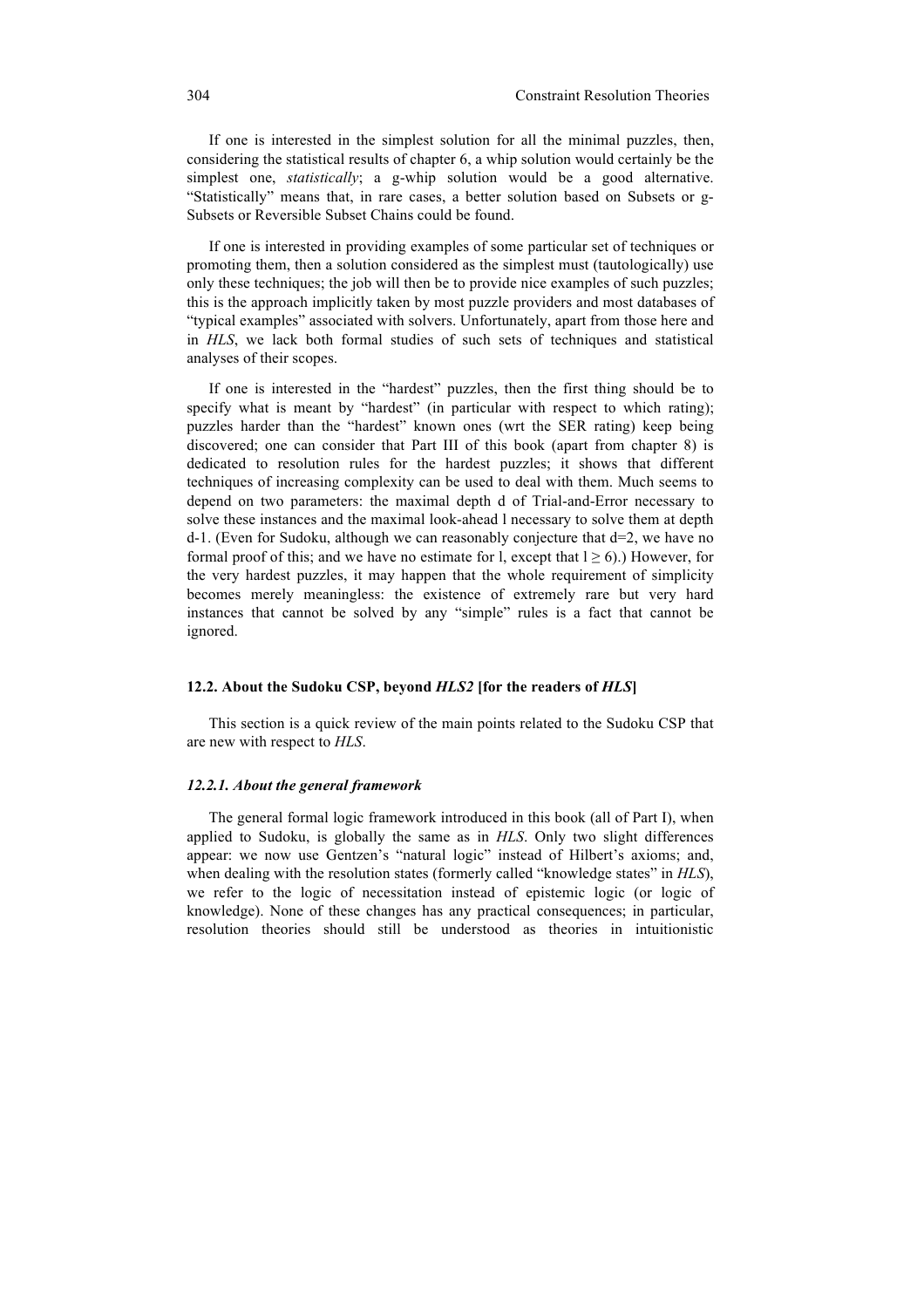If one is interested in the simplest solution for all the minimal puzzles, then, considering the statistical results of chapter 6, a whip solution would certainly be the simplest one, *statistically*; a g-whip solution would be a good alternative. "Statistically" means that, in rare cases, a better solution based on Subsets or g-Subsets or Reversible Subset Chains could be found.

If one is interested in providing examples of some particular set of techniques or promoting them, then a solution considered as the simplest must (tautologically) use only these techniques; the job will then be to provide nice examples of such puzzles; this is the approach implicitly taken by most puzzle providers and most databases of "typical examples" associated with solvers. Unfortunately, apart from those here and in *HLS*, we lack both formal studies of such sets of techniques and statistical analyses of their scopes.

If one is interested in the "hardest" puzzles, then the first thing should be to specify what is meant by "hardest" (in particular with respect to which rating); puzzles harder than the "hardest" known ones (wrt the SER rating) keep being discovered; one can consider that Part III of this book (apart from chapter 8) is dedicated to resolution rules for the hardest puzzles; it shows that different techniques of increasing complexity can be used to deal with them. Much seems to depend on two parameters: the maximal depth d of Trial-and-Error necessary to solve these instances and the maximal look-ahead l necessary to solve them at depth d-1. (Even for Sudoku, although we can reasonably conjecture that d=2, we have no formal proof of this; and we have no estimate for l, except that $l \geq 6$).) However, for the very hardest puzzles, it may happen that the whole requirement of simplicity becomes merely meaningless: the existence of extremely rare but very hard instances that cannot be solved by any "simple" rules is a fact that cannot be ignored.

### 12.2. About the Sudoku CSP, beyond *HLS2* [for the readers of *HLS*]

This section is a quick review of the main points related to the Sudoku CSP that are new with respect to *HLS*.

#### *12.2.1. About the general framework*

The general formal logic framework introduced in this book (all of Part I), when applied to Sudoku, is globally the same as in *HLS*. Only two slight differences appear: we now use Gentzen's "natural logic" instead of Hilbert's axioms; and, when dealing with the resolution states (formerly called "knowledge states" in *HLS*), we refer to the logic of necessitation instead of epistemic logic (or logic of knowledge). None of these changes has any practical consequences; in particular, resolution theories should still be understood as theories in intuitionistic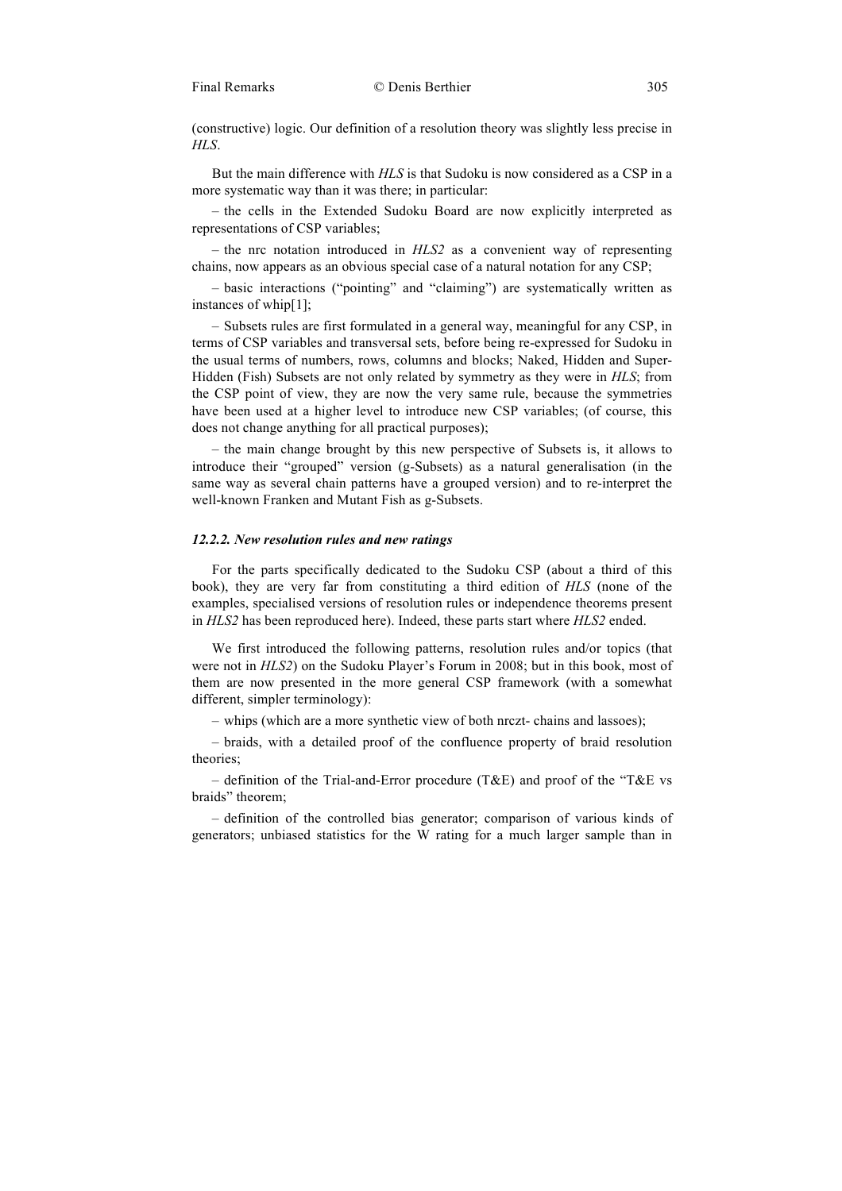(constructive) logic. Our definition of a resolution theory was slightly less precise in *HLS*.

But the main difference with *HLS* is that Sudoku is now considered as a CSP in a more systematic way than it was there; in particular:

– the cells in the Extended Sudoku Board are now explicitly interpreted as representations of CSP variables;

– the nrc notation introduced in *HLS2* as a convenient way of representing chains, now appears as an obvious special case of a natural notation for any CSP;

– basic interactions ("pointing" and "claiming") are systematically written as instances of whip[1];

– Subsets rules are first formulated in a general way, meaningful for any CSP, in terms of CSP variables and transversal sets, before being re-expressed for Sudoku in the usual terms of numbers, rows, columns and blocks; Naked, Hidden and Super-Hidden (Fish) Subsets are not only related by symmetry as they were in *HLS*; from the CSP point of view, they are now the very same rule, because the symmetries have been used at a higher level to introduce new CSP variables; (of course, this does not change anything for all practical purposes);

– the main change brought by this new perspective of Subsets is, it allows to introduce their "grouped" version (g-Subsets) as a natural generalisation (in the same way as several chain patterns have a grouped version) and to re-interpret the well-known Franken and Mutant Fish as g-Subsets.

### *12.2.2. New resolution rules and new ratings*

For the parts specifically dedicated to the Sudoku CSP (about a third of this book), they are very far from constituting a third edition of *HLS* (none of the examples, specialised versions of resolution rules or independence theorems present in *HLS2* has been reproduced here). Indeed, these parts start where *HLS2* ended.

We first introduced the following patterns, resolution rules and/or topics (that were not in *HLS2*) on the Sudoku Player's Forum in 2008; but in this book, most of them are now presented in the more general CSP framework (with a somewhat different, simpler terminology):

– whips (which are a more synthetic view of both nrczt- chains and lassoes);

– braids, with a detailed proof of the confluence property of braid resolution theories;

– definition of the Trial-and-Error procedure (T&E) and proof of the "T&E vs braids" theorem;

– definition of the controlled bias generator; comparison of various kinds of generators; unbiased statistics for the W rating for a much larger sample than in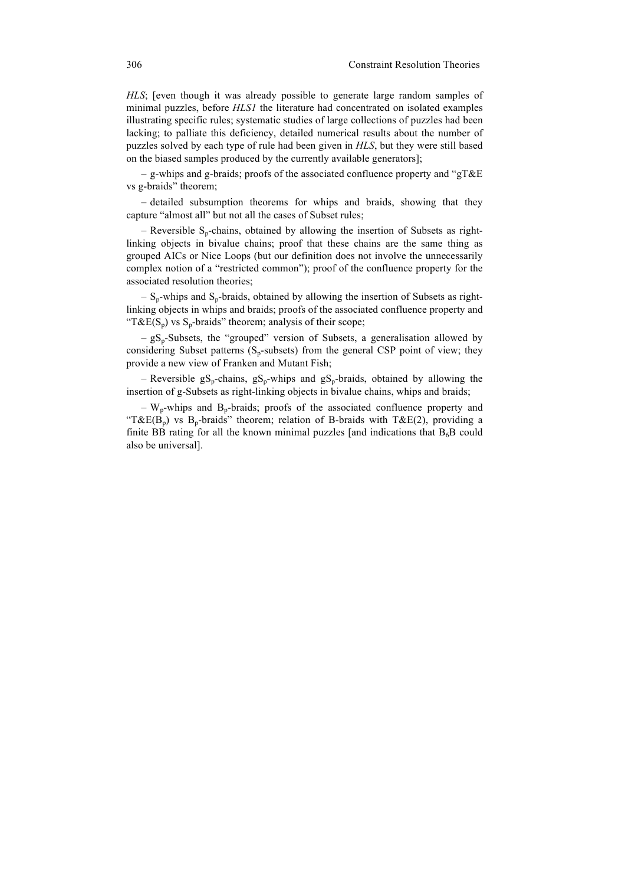*HLS*; [even though it was already possible to generate large random samples of minimal puzzles, before *HLS1* the literature had concentrated on isolated examples illustrating specific rules; systematic studies of large collections of puzzles had been lacking; to palliate this deficiency, detailed numerical results about the number of puzzles solved by each type of rule had been given in *HLS*, but they were still based on the biased samples produced by the currently available generators];

– g-whips and g-braids; proofs of the associated confluence property and "gT&E vs g-braids" theorem;

– detailed subsumption theorems for whips and braids, showing that they capture "almost all" but not all the cases of Subset rules;

– Reversible $S_p$-chains, obtained by allowing the insertion of Subsets as right-linking objects in bivalue chains; proof that these chains are the same thing as grouped AICs or Nice Loops (but our definition does not involve the unnecessarily complex notion of a "restricted common"); proof of the confluence property for the associated resolution theories;

– $S_p$-whips and $S_p$-braids, obtained by allowing the insertion of Subsets as right-linking objects in whips and braids; proofs of the associated confluence property and "T&E($S_p$) vs $S_p$-braids" theorem; analysis of their scope;

– $gS_p$-Subsets, the "grouped" version of Subsets, a generalisation allowed by considering Subset patterns ($S_p$-subsets) from the general CSP point of view; they provide a new view of Franken and Mutant Fish;

– Reversible $gS_p$-chains, $gS_p$-whips and $gS_p$-braids, obtained by allowing the insertion of g-Subsets as right-linking objects in bivalue chains, whips and braids;

– $W_p$-whips and $B_p$-braids; proofs of the associated confluence property and "T&E($B_p$) vs $B_p$-braids" theorem; relation of B-braids with T&E(2), providing a finite BB rating for all the known minimal puzzles [and indications that $B_6B$ could also be universal].